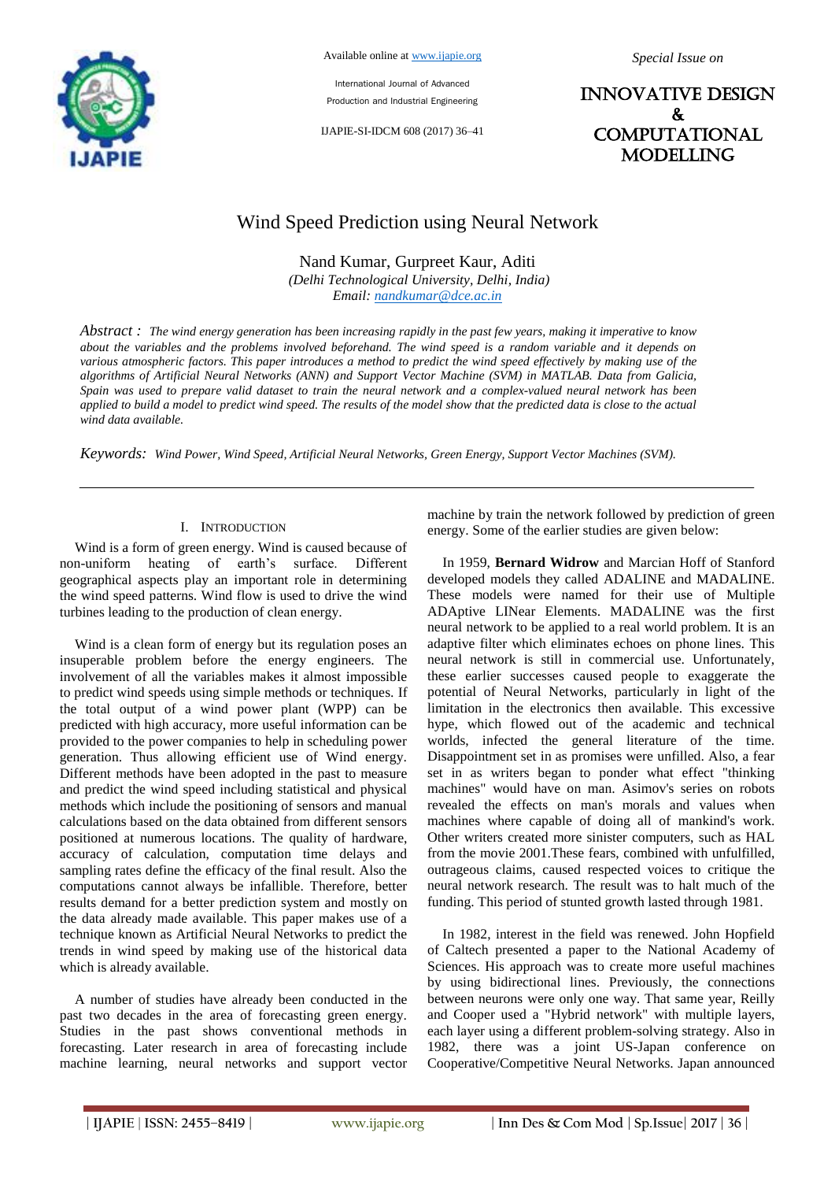# Wind Speed Prediction using Neural Network

Nand Kumar, Gurpreet Kaur, Aditi

*(Delhi Technological University, Delhi, India)*

*Email: nandkumar@dce.ac.in*

*Abstract :* *The wind energy generation has been increasing rapidly in the past few years, making it imperative to know about the variables and the problems involved beforehand. The wind speed is a random variable and it depends on various atmospheric factors. This paper introduces a method to predict the wind speed effectively by making use of the algorithms of Artificial Neural Networks (ANN) and Support Vector Machine (SVM) in MATLAB. Data from Galicia, Spain was used to prepare valid dataset to train the neural network and a complex-valued neural network has been applied to build a model to predict wind speed. The results of the model show that the predicted data is close to the actual wind data available.*

*Keywords:* *Wind Power, Wind Speed, Artificial Neural Networks, Green Energy, Support Vector Machines (SVM).*

## I. Introduction

Wind is a form of green energy. Wind is caused because of non-uniform heating of earth's surface. Different geographical aspects play an important role in determining the wind speed patterns. Wind flow is used to drive the wind turbines leading to the production of clean energy.

Wind is a clean form of energy but its regulation poses an insuperable problem before the energy engineers. The involvement of all the variables makes it almost impossible to predict wind speeds using simple methods or techniques. If the total output of a wind power plant (WPP) can be predicted with high accuracy, more useful information can be provided to the power companies to help in scheduling power generation. Thus allowing efficient use of Wind energy. Different methods have been adopted in the past to measure and predict the wind speed including statistical and physical methods which include the positioning of sensors and manual calculations based on the data obtained from different sensors positioned at numerous locations. The quality of hardware, accuracy of calculation, computation time delays and sampling rates define the efficacy of the final result. Also the computations cannot always be infallible. Therefore, better results demand for a better prediction system and mostly on the data already made available. This paper makes use of a technique known as Artificial Neural Networks to predict the trends in wind speed by making use of the historical data which is already available.

A number of studies have already been conducted in the past two decades in the area of forecasting green energy. Studies in the past shows conventional methods in forecasting. Later research in area of forecasting include machine learning, neural networks and support vector machine by train the network followed by prediction of green energy. Some of the earlier studies are given below:

In 1959, **Bernard Widrow** and Marcian Hoff of Stanford developed models they called ADALINE and MADALINE. These models were named for their use of Multiple ADAptive LINear Elements. MADALINE was the first neural network to be applied to a real world problem. It is an adaptive filter which eliminates echoes on phone lines. This neural network is still in commercial use. Unfortunately, these earlier successes caused people to exaggerate the potential of Neural Networks, particularly in light of the limitation in the electronics then available. This excessive hype, which flowed out of the academic and technical worlds, infected the general literature of the time. Disappointment set in as promises were unfilled. Also, a fear set in as writers began to ponder what effect "thinking machines" would have on man. Asimov's series on robots revealed the effects on man's morals and values when machines where capable of doing all of mankind's work. Other writers created more sinister computers, such as HAL from the movie 2001.These fears, combined with unfulfilled, outrageous claims, caused respected voices to critique the neural network research. The result was to halt much of the funding. This period of stunted growth lasted through 1981.

In 1982, interest in the field was renewed. John Hopfield of Caltech presented a paper to the National Academy of Sciences. His approach was to create more useful machines by using bidirectional lines. Previously, the connections between neurons were only one way. That same year, Reilly and Cooper used a "Hybrid network" with multiple layers, each layer using a different problem-solving strategy. Also in 1982, there was a joint US-Japan conference on Cooperative/Competitive Neural Networks. Japan announced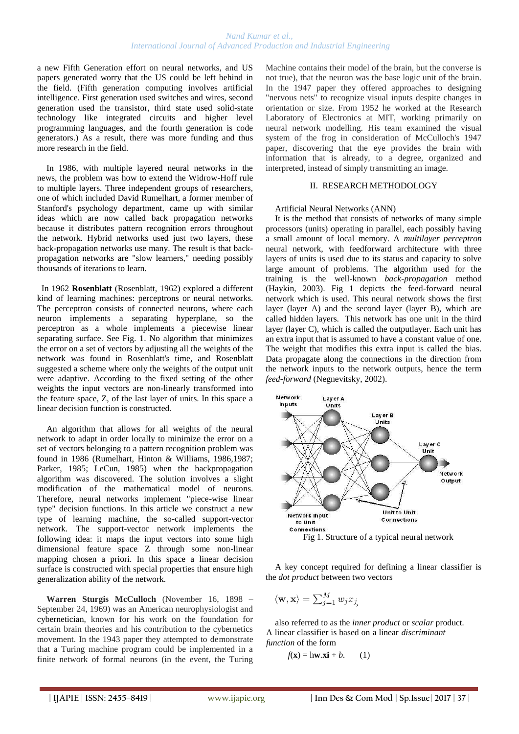a new Fifth Generation effort on neural networks, and US papers generated worry that the US could be left behind in the field. (Fifth generation computing involves artificial intelligence. First generation used switches and wires, second generation used the transistor, third state used solid-state technology like integrated circuits and higher level programming languages, and the fourth generation is code generators.) As a result, there was more funding and thus more research in the field.

In 1986, with multiple layered neural networks in the news, the problem was how to extend the Widrow-Hoff rule to multiple layers. Three independent groups of researchers, one of which included David Rumelhart, a former member of Stanford's psychology department, came up with similar ideas which are now called back propagation networks because it distributes pattern recognition errors throughout the network. Hybrid networks used just two layers, these back-propagation networks use many. The result is that back-propagation networks are "slow learners," needing possibly thousands of iterations to learn.

In 1962 **Rosenblatt** (Rosenblatt, 1962) explored a different kind of learning machines: perceptrons or neural networks. The perceptron consists of connected neurons, where each neuron implements a separating hyperplane, so the perceptron as a whole implements a piecewise linear separating surface. See Fig. 1. No algorithm that minimizes the error on a set of vectors by adjusting all the weights of the network was found in Rosenblatt's time, and Rosenblatt suggested a scheme where only the weights of the output unit were adaptive. According to the fixed setting of the other weights the input vectors are non-linearly transformed into the feature space, Z, of the last layer of units. In this space a linear decision function is constructed.

An algorithm that allows for all weights of the neural network to adapt in order locally to minimize the error on a set of vectors belonging to a pattern recognition problem was found in 1986 (Rumelhart, Hinton & Williams, 1986,1987; Parker, 1985; LeCun, 1985) when the backpropagation algorithm was discovered. The solution involves a slight modification of the mathematical model of neurons. Therefore, neural networks implement "piece-wise linear type" decision functions. In this article we construct a new type of learning machine, the so-called support-vector network. The support-vector network implements the following idea: it maps the input vectors into some high dimensional feature space Z through some non-linear mapping chosen a priori. In this space a linear decision surface is constructed with special properties that ensure high generalization ability of the network.

**Warren Sturgis McCulloch** (November 16, 1898 – September 24, 1969) was an American neurophysiologist and cybernetician, known for his work on the foundation for certain brain theories and his contribution to the cybernetics movement. In the 1943 paper they attempted to demonstrate that a Turing machine program could be implemented in a finite network of formal neurons (in the event, the Turing Machine contains their model of the brain, but the converse is not true), that the neuron was the base logic unit of the brain. In the 1947 paper they offered approaches to designing "nervous nets" to recognize visual inputs despite changes in orientation or size. From 1952 he worked at the Research Laboratory of Electronics at MIT, working primarily on neural network modelling. His team examined the visual system of the frog in consideration of McCulloch's 1947 paper, discovering that the eye provides the brain with information that is already, to a degree, organized and interpreted, instead of simply transmitting an image.

## II. RESEARCH METHODOLOGY

Artificial Neural Networks (ANN)

It is the method that consists of networks of many simple processors (units) operating in parallel, each possibly having a small amount of local memory. A *multilayer perceptron* neural network, with feedforward architecture with three layers of units is used due to its status and capacity to solve large amount of problems. The algorithm used for the training is the well-known *back-propagation* method (Haykin, 2003). Fig 1 depicts the feed-forward neural network which is used. This neural network shows the first layer (layer A) and the second layer (layer B), which are called hidden layers. This network has one unit in the third layer (layer C), which is called the outputlayer. Each unit has an extra input that is assumed to have a constant value of one. The weight that modifies this extra input is called the bias. Data propagate along the connections in the direction from the network inputs to the network outputs, hence the term *feed-forward* (Negnevitsky, 2002).

Fig 1. Structure of a typical neural network

A key concept required for defining a linear classifier is the *dot product* between two vectors

$$\langle \mathbf{w}, \mathbf{x} \rangle = \sum_{j=1}^{M} w_j x_j,$$

also referred to as the *inner product* or *scalar* product. A linear classifier is based on a linear *discriminant function* of the form

$$f(\mathbf{x}) = \text{h}\mathbf{w}.\mathbf{xi} + b. \qquad (1)$$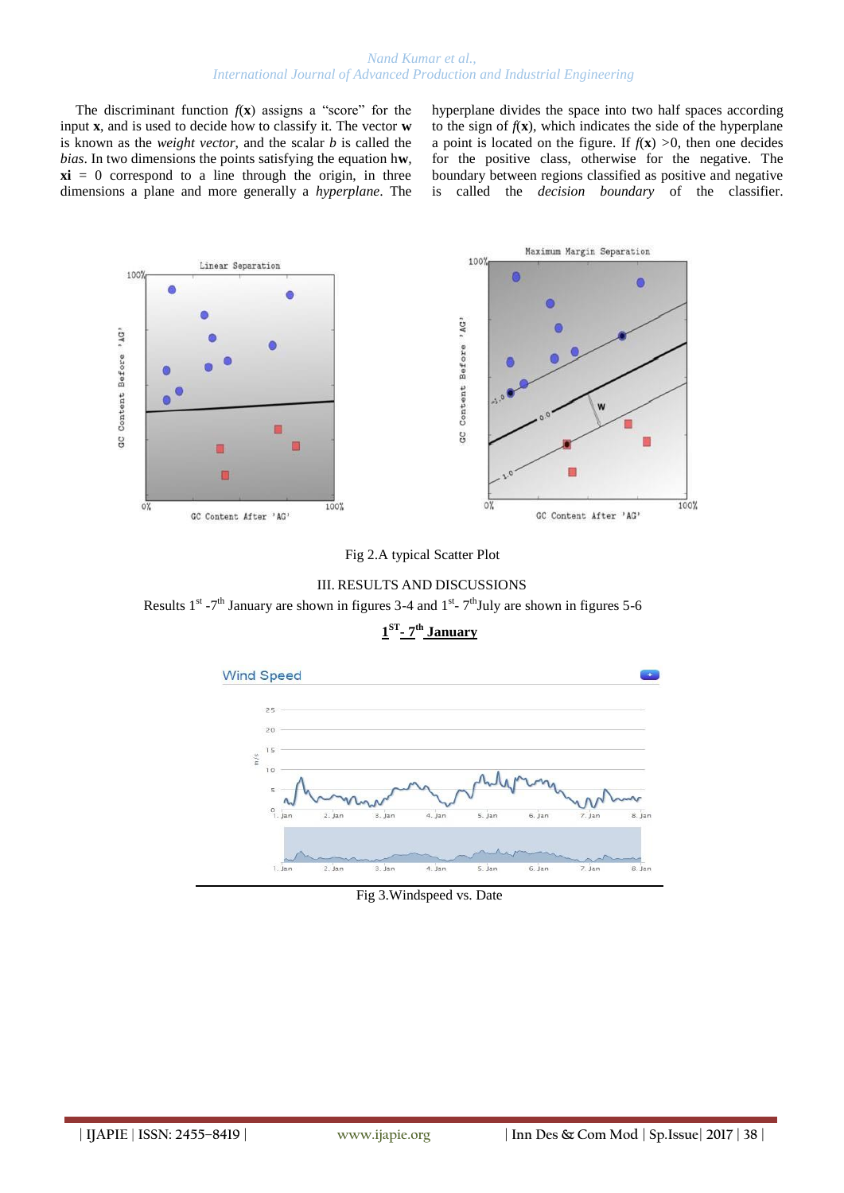The discriminant function $f(\mathbf{x})$ assigns a "score" for the input $\mathbf{x}$, and is used to decide how to classify it. The vector $\mathbf{w}$ is known as the *weight vector*, and the scalar $b$ is called the *bias*. In two dimensions the points satisfying the equation h$\mathbf{w}$, $\mathbf{xi}$ = 0 correspond to a line through the origin, in three dimensions a plane and more generally a *hyperplane*. The hyperplane divides the space into two half spaces according to the sign of $f(\mathbf{x})$, which indicates the side of the hyperplane a point is located on the figure. If $f(\mathbf{x}) > 0$, then one decides for the positive class, otherwise for the negative. The boundary between regions classified as positive and negative is called the *decision boundary* of the classifier.

Fig 2.A typical Scatter Plot

## III. RESULTS AND DISCUSSIONS

Results 1st -7th January are shown in figures 3-4 and 1st- 7th July are shown in figures 5-6

**1ST- 7th January**

Fig 3.Windspeed vs. Date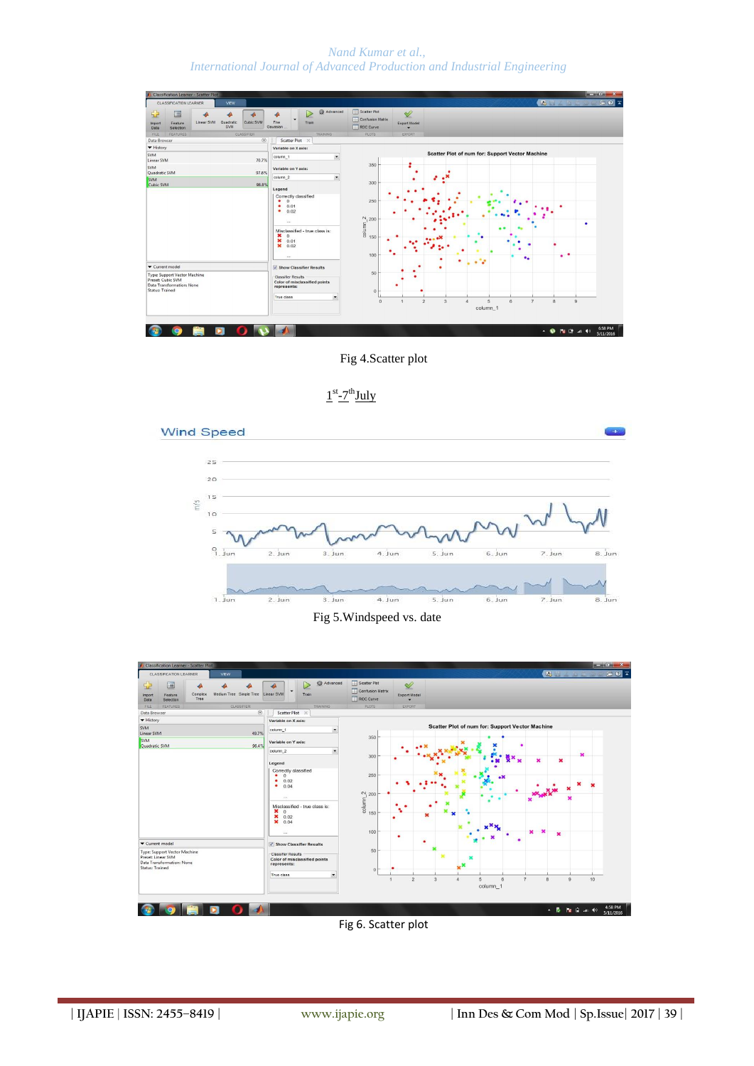Fig 4.Scatter plot

$1^{st}$-$7^{th}$July

Fig 5.Windspeed vs. date

Fig 6. Scatter plot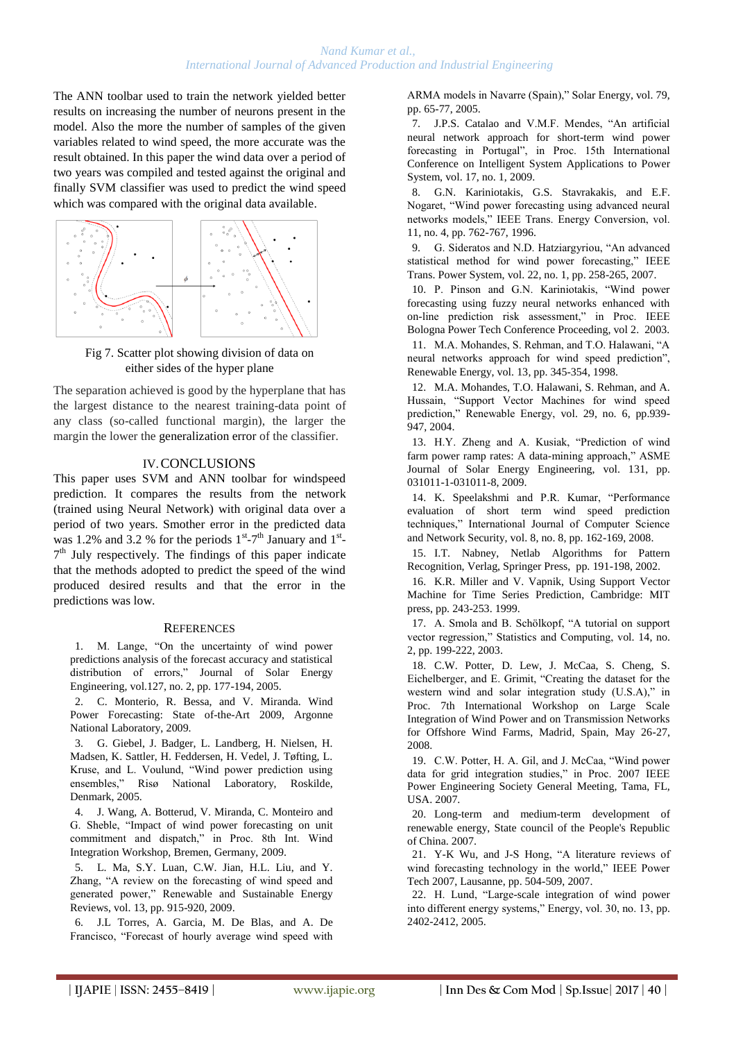The ANN toolbar used to train the network yielded better results on increasing the number of neurons present in the model. Also the more the number of samples of the given variables related to wind speed, the more accurate was the result obtained. In this paper the wind data over a period of two years was compiled and tested against the original and finally SVM classifier was used to predict the wind speed which was compared with the original data available.

Fig 7. Scatter plot showing division of data on either sides of the hyper plane

The separation achieved is good by the hyperplane that has the largest distance to the nearest training-data point of any class (so-called functional margin), the larger the margin the lower the generalization error of the classifier.

## IV. CONCLUSIONS

This paper uses SVM and ANN toolbar for windspeed prediction. It compares the results from the network (trained using Neural Network) with original data over a period of two years. Smother error in the predicted data was 1.2% and 3.2 % for the periods 1st-7th January and 1st-7th July respectively. The findings of this paper indicate that the methods adopted to predict the speed of the wind produced desired results and that the error in the predictions was low.

## REFERENCES

1. M. Lange, "On the uncertainty of wind power predictions analysis of the forecast accuracy and statistical distribution of errors," Journal of Solar Energy Engineering, vol.127, no. 2, pp. 177-194, 2005.
2. C. Monterio, R. Bessa, and V. Miranda. Wind Power Forecasting: State of-the-Art 2009, Argonne National Laboratory, 2009.
3. G. Giebel, J. Badger, L. Landberg, H. Nielsen, H. Madsen, K. Sattler, H. Feddersen, H. Vedel, J. Tøfting, L. Kruse, and L. Voulund, "Wind power prediction using ensembles," Risø National Laboratory, Roskilde, Denmark, 2005.
4. J. Wang, A. Botterud, V. Miranda, C. Monteiro and G. Sheble, "Impact of wind power forecasting on unit commitment and dispatch," in Proc. 8th Int. Wind Integration Workshop, Bremen, Germany, 2009.
5. L. Ma, S.Y. Luan, C.W. Jian, H.L. Liu, and Y. Zhang, "A review on the forecasting of wind speed and generated power," Renewable and Sustainable Energy Reviews, vol. 13, pp. 915-920, 2009.
6. J.L Torres, A. Garcia, M. De Blas, and A. De Francisco, "Forecast of hourly average wind speed with ARMA models in Navarre (Spain)," Solar Energy, vol. 79, pp. 65-77, 2005.
7. J.P.S. Catalao and V.M.F. Mendes, "An artificial neural network approach for short-term wind power forecasting in Portugal", in Proc. 15th International Conference on Intelligent System Applications to Power System, vol. 17, no. 1, 2009.
8. G.N. Kariniotakis, G.S. Stavrakakis, and E.F. Nogaret, "Wind power forecasting using advanced neural networks models," IEEE Trans. Energy Conversion, vol. 11, no. 4, pp. 762-767, 1996.
9. G. Sideratos and N.D. Hatziargyriou, "An advanced statistical method for wind power forecasting," IEEE Trans. Power System, vol. 22, no. 1, pp. 258-265, 2007.
10. P. Pinson and G.N. Kariniotakis, "Wind power forecasting using fuzzy neural networks enhanced with on-line prediction risk assessment," in Proc. IEEE Bologna Power Tech Conference Proceeding, vol 2. 2003.
11. M.A. Mohandes, S. Rehman, and T.O. Halawani, "A neural networks approach for wind speed prediction", Renewable Energy, vol. 13, pp. 345-354, 1998.
12. M.A. Mohandes, T.O. Halawani, S. Rehman, and A. Hussain, "Support Vector Machines for wind speed prediction," Renewable Energy, vol. 29, no. 6, pp.939-947, 2004.
13. H.Y. Zheng and A. Kusiak, "Prediction of wind farm power ramp rates: A data-mining approach," ASME Journal of Solar Energy Engineering, vol. 131, pp. 031011-1-031011-8, 2009.
14. K. Speelakshmi and P.R. Kumar, "Performance evaluation of short term wind speed prediction techniques," International Journal of Computer Science and Network Security, vol. 8, no. 8, pp. 162-169, 2008.
15. I.T. Nabney, Netlab Algorithms for Pattern Recognition, Verlag, Springer Press, pp. 191-198, 2002.
16. K.R. Miller and V. Vapnik, Using Support Vector Machine for Time Series Prediction, Cambridge: MIT press, pp. 243-253. 1999.
17. A. Smola and B. Schölkopf, "A tutorial on support vector regression," Statistics and Computing, vol. 14, no. 2, pp. 199-222, 2003.
18. C.W. Potter, D. Lew, J. McCaa, S. Cheng, S. Eichelberger, and E. Grimit, "Creating the dataset for the western wind and solar integration study (U.S.A)," in Proc. 7th International Workshop on Large Scale Integration of Wind Power and on Transmission Networks for Offshore Wind Farms, Madrid, Spain, May 26-27, 2008.
19. C.W. Potter, H. A. Gil, and J. McCaa, "Wind power data for grid integration studies," in Proc. 2007 IEEE Power Engineering Society General Meeting, Tama, FL, USA. 2007.
20. Long-term and medium-term development of renewable energy, State council of the People's Republic of China. 2007.
21. Y-K Wu, and J-S Hong, "A literature reviews of wind forecasting technology in the world," IEEE Power Tech 2007, Lausanne, pp. 504-509, 2007.
22. H. Lund, "Large-scale integration of wind power into different energy systems," Energy, vol. 30, no. 13, pp. 2402-2412, 2005.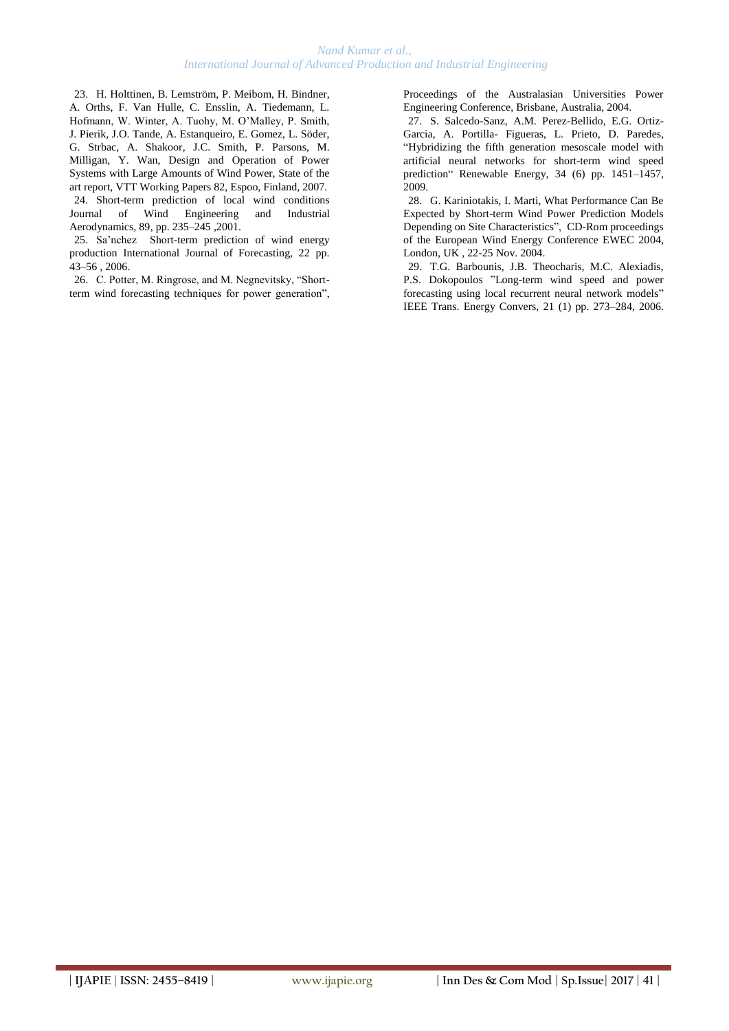23. H. Holttinen, B. Lemström, P. Meibom, H. Bindner, A. Orths, F. Van Hulle, C. Ensslin, A. Tiedemann, L. Hofmann, W. Winter, A. Tuohy, M. O'Malley, P. Smith, J. Pierik, J.O. Tande, A. Estanqueiro, E. Gomez, L. Söder, G. Strbac, A. Shakoor, J.C. Smith, P. Parsons, M. Milligan, Y. Wan, Design and Operation of Power Systems with Large Amounts of Wind Power, State of the art report, VTT Working Papers 82, Espoo, Finland, 2007.

24. Short-term prediction of local wind conditions Journal of Wind Engineering and Industrial Aerodynamics, 89, pp. 235–245 ,2001.

25. Sa'nchez Short-term prediction of wind energy production International Journal of Forecasting, 22 pp. 43–56 , 2006.

26. C. Potter, M. Ringrose, and M. Negnevitsky, "Short-term wind forecasting techniques for power generation", Proceedings of the Australasian Universities Power Engineering Conference, Brisbane, Australia, 2004.

27. S. Salcedo-Sanz, A.M. Perez-Bellido, E.G. Ortiz-Garcia, A. Portilla- Figueras, L. Prieto, D. Paredes, "Hybridizing the fifth generation mesoscale model with artificial neural networks for short-term wind speed prediction" Renewable Energy, 34 (6) pp. 1451–1457, 2009.

28. G. Kariniotakis, I. Marti, What Performance Can Be Expected by Short-term Wind Power Prediction Models Depending on Site Characteristics", CD-Rom proceedings of the European Wind Energy Conference EWEC 2004, London, UK , 22-25 Nov. 2004.

29. T.G. Barbounis, J.B. Theocharis, M.C. Alexiadis, P.S. Dokopoulos "Long-term wind speed and power forecasting using local recurrent neural network models" IEEE Trans. Energy Convers, 21 (1) pp. 273–284, 2006.